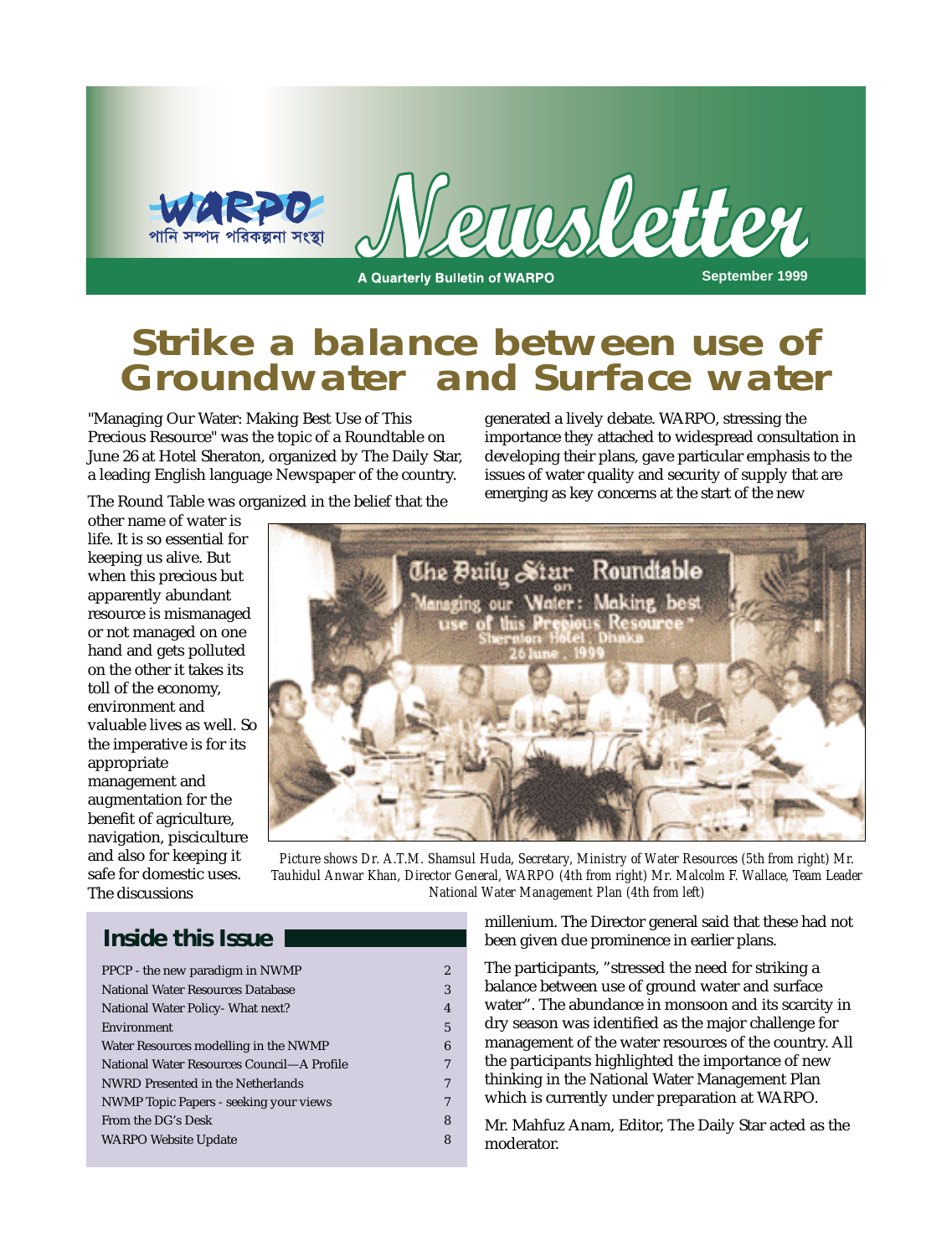WARPO

পানি সম্পদ পরিকল্পনা সংস্থা

# Newsletter

A Quarterly Bulletin of WARPO

September 1999

# Strike a balance between use of Groundwater and Surface water

"Managing Our Water: Making Best Use of This Precious Resource" was the topic of a Roundtable on June 26 at Hotel Sheraton, organized by The Daily Star, a leading English language Newspaper of the country.

The Round Table was organized in the belief that the other name of water is life. It is so essential for keeping us alive. But when this precious but apparently abundant resource is mismanaged or not managed on one hand and gets polluted on the other it takes its toll of the economy, environment and valuable lives as well. So the imperative is for its appropriate management and augmentation for the benefit of agriculture, navigation, pisciculture and also for keeping it safe for domestic uses. The discussions generated a lively debate. WARPO, stressing the importance they attached to widespread consultation in developing their plans, gave particular emphasis to the issues of water quality and security of supply that are emerging as key concerns at the start of the new millenium. The Director general said that these had not been given due prominence in earlier plans.

*Picture shows Dr. A.T.M. Shamsul Huda, Secretary, Ministry of Water Resources (5th from right) Mr. Tauhidul Anwar Khan, Director General, WARPO (4th from right) Mr. Malcolm F. Wallace, Team Leader National Water Management Plan (4th from left)*

The participants, "stressed the need for striking a balance between use of ground water and surface water". The abundance in monsoon and its scarcity in dry season was identified as the major challenge for management of the water resources of the country. All the participants highlighted the importance of new thinking in the National Water Management Plan which is currently under preparation at WARPO.

Mr. Mahfuz Anam, Editor, The Daily Star acted as the moderator.

## Inside this Issue

| | |
|---|---|
| PPCP - the new paradigm in NWMP | 2 |
| National Water Resources Database | 3 |
| National Water Policy- What next? | 4 |
| Environment | 5 |
| Water Resources modelling in the NWMP | 6 |
| National Water Resources Council—A Profile | 7 |
| NWRD Presented in the Netherlands | 7 |
| NWMP Topic Papers - seeking your views | 7 |
| From the DG's Desk | 8 |
| WARPO Website Update | 8 |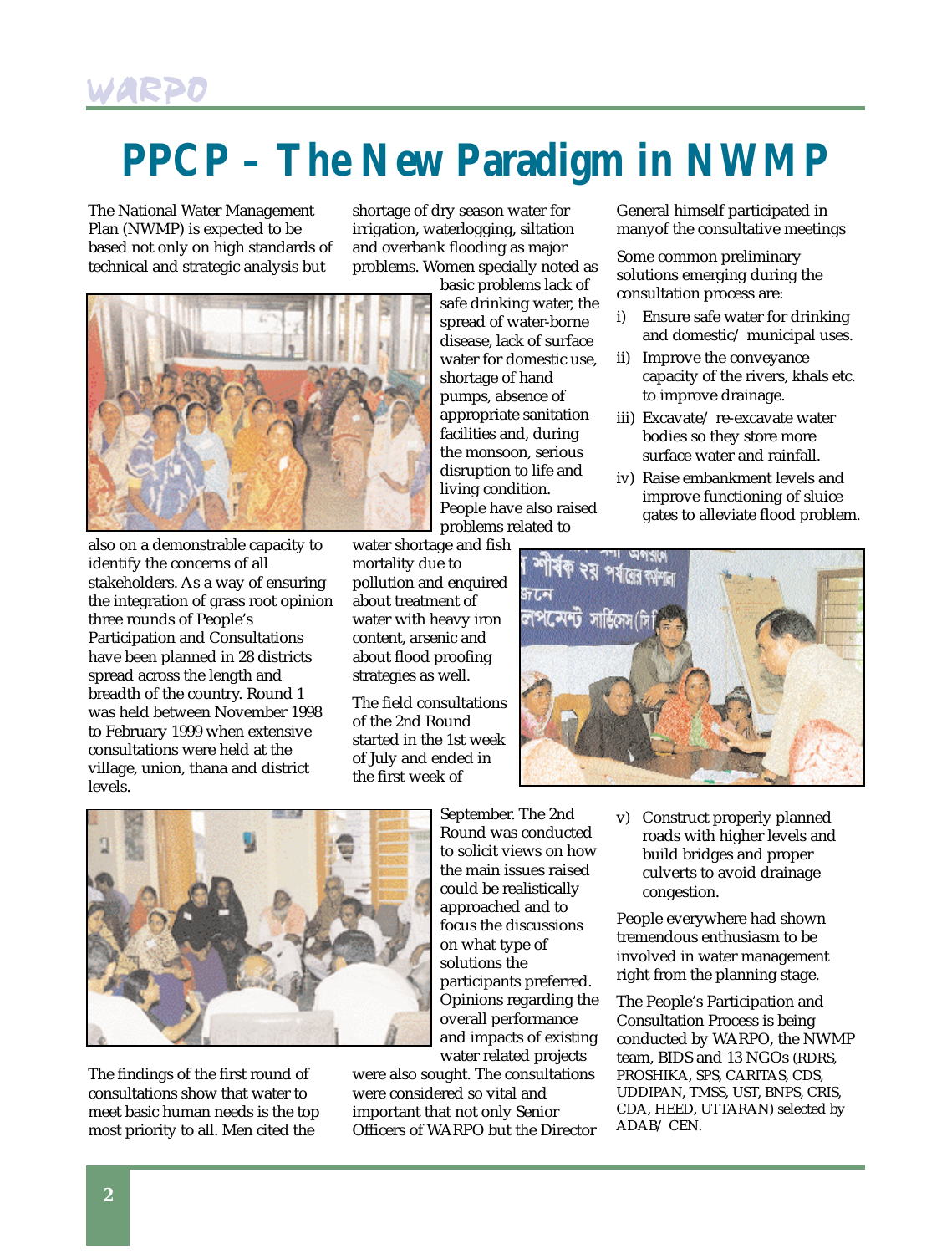# PPCP – The New Paradigm in NWMP

The National Water Management Plan (NWMP) is expected to be based not only on high standards of technical and strategic analysis but also on a demonstrable capacity to identify the concerns of all stakeholders. As a way of ensuring the integration of grass root opinion three rounds of People's Participation and Consultations have been planned in 28 districts spread across the length and breadth of the country. Round 1 was held between November 1998 to February 1999 when extensive consultations were held at the village, union, thana and district levels.

The findings of the first round of consultations show that water to meet basic human needs is the top most priority to all. Men cited the shortage of dry season water for irrigation, waterlogging, siltation and overbank flooding as major problems. Women specially noted as basic problems lack of safe drinking water, the spread of water-borne disease, lack of surface water for domestic use, shortage of hand pumps, absence of appropriate sanitation facilities and, during the monsoon, serious disruption to life and living condition. People have also raised problems related to water shortage and fish mortality due to pollution and enquired about treatment of water with heavy iron content, arsenic and about flood proofing strategies as well.

The field consultations of the 2nd Round started in the 1st week of July and ended in the first week of September. The 2nd Round was conducted to solicit views on how the main issues raised could be realistically approached and to focus the discussions on what type of solutions the participants preferred. Opinions regarding the overall performance and impacts of existing water related projects were also sought. The consultations were considered so vital and important that not only Senior Officers of WARPO but the Director General himself participated in manyof the consultative meetings

Some common preliminary solutions emerging during the consultation process are:

i) Ensure safe water for drinking and domestic/ municipal uses.

ii) Improve the conveyance capacity of the rivers, khals etc. to improve drainage.

iii) Excavate/ re-excavate water bodies so they store more surface water and rainfall.

iv) Raise embankment levels and improve functioning of sluice gates to alleviate flood problem.

v) Construct properly planned roads with higher levels and build bridges and proper culverts to avoid drainage congestion.

People everywhere had shown tremendous enthusiasm to be involved in water management right from the planning stage.

The People's Participation and Consultation Process is being conducted by WARPO, the NWMP team, BIDS and 13 NGOs (RDRS, PROSHIKA, SPS, CARITAS, CDS, UDDIPAN, TMSS, UST, BNPS, CRIS, CDA, HEED, UTTARAN) selected by ADAB/ CEN.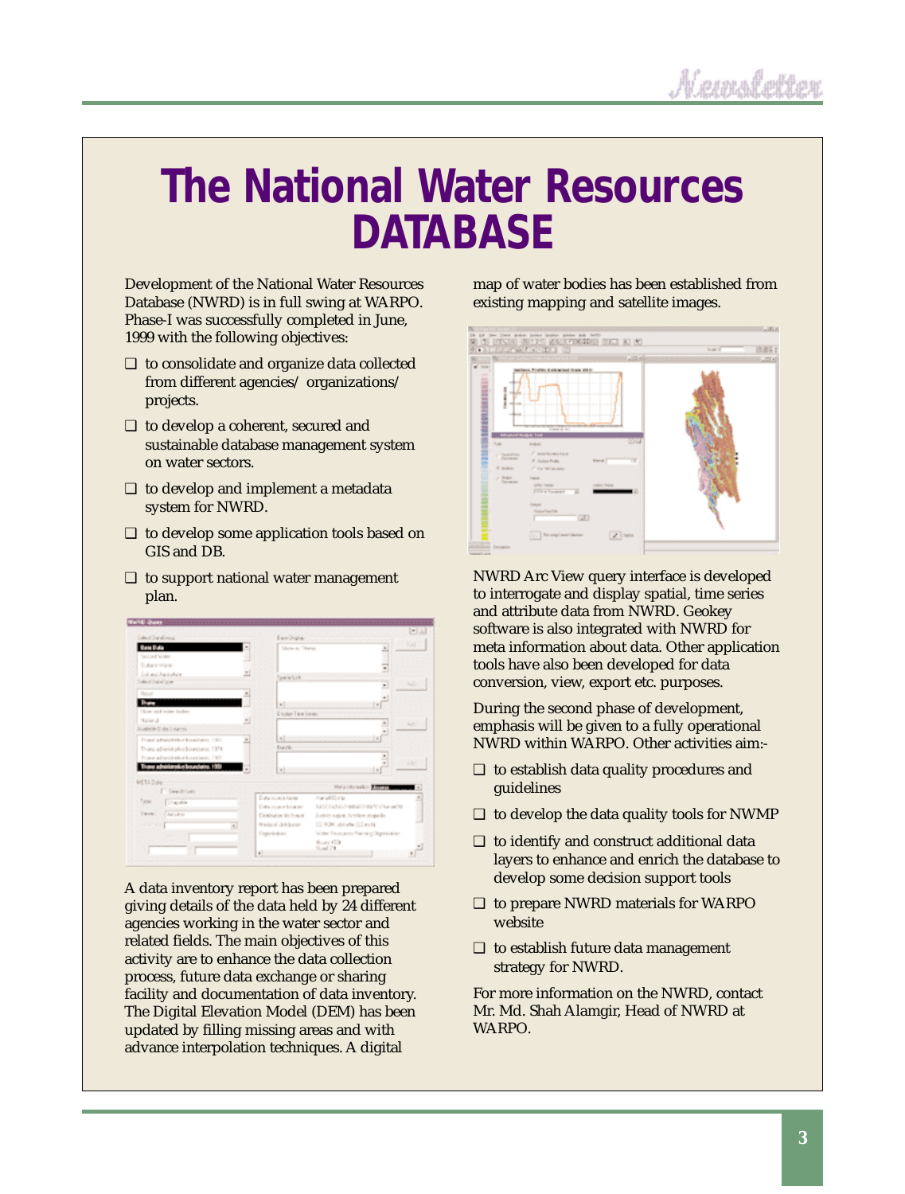# The National Water Resources DATABASE

Development of the National Water Resources Database (NWRD) is in full swing at WARPO. Phase-I was successfully completed in June, 1999 with the following objectives:

- to consolidate and organize data collected from different agencies/ organizations/ projects.
- to develop a coherent, secured and sustainable database management system on water sectors.
- to develop and implement a metadata system for NWRD.
- to develop some application tools based on GIS and DB.
- to support national water management plan.

A data inventory report has been prepared giving details of the data held by 24 different agencies working in the water sector and related fields. The main objectives of this activity are to enhance the data collection process, future data exchange or sharing facility and documentation of data inventory. The Digital Elevation Model (DEM) has been updated by filling missing areas and with advance interpolation techniques. A digital map of water bodies has been established from existing mapping and satellite images.

NWRD Arc View query interface is developed to interrogate and display spatial, time series and attribute data from NWRD. Geokey software is also integrated with NWRD for meta information about data. Other application tools have also been developed for data conversion, view, export etc. purposes.

During the second phase of development, emphasis will be given to a fully operational NWRD within WARPO. Other activities aim:-

- to establish data quality procedures and guidelines
- to develop the data quality tools for NWMP
- to identify and construct additional data layers to enhance and enrich the database to develop some decision support tools
- to prepare NWRD materials for WARPO website
- to establish future data management strategy for NWRD.

For more information on the NWRD, contact Mr. Md. Shah Alamgir, Head of NWRD at WARPO.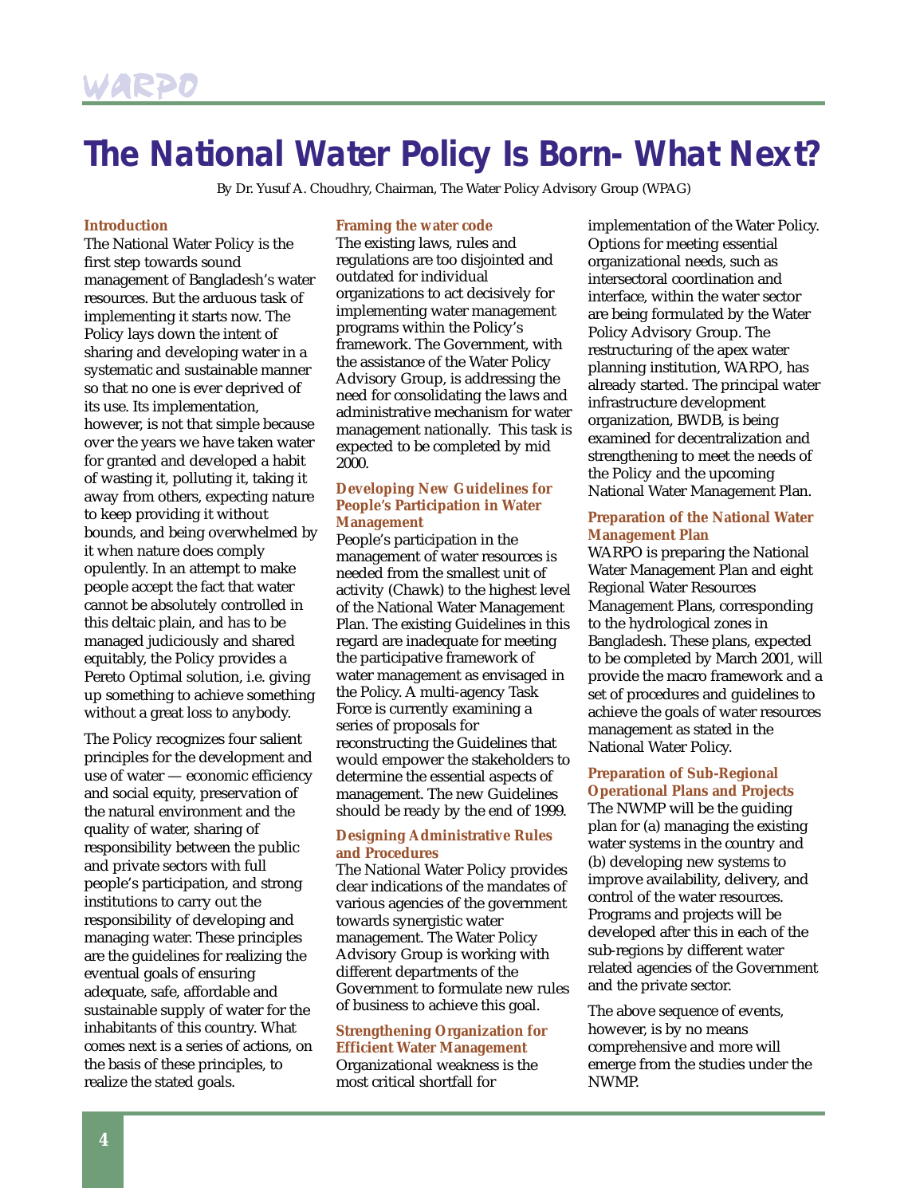# The National Water Policy Is Born- What Next?

By Dr. Yusuf A. Choudhry, Chairman, The Water Policy Advisory Group (WPAG)

### Introduction

The National Water Policy is the first step towards sound management of Bangladesh's water resources. But the arduous task of implementing it starts now. The Policy lays down the intent of sharing and developing water in a systematic and sustainable manner so that no one is ever deprived of its use. Its implementation, however, is not that simple because over the years we have taken water for granted and developed a habit of wasting it, polluting it, taking it away from others, expecting nature to keep providing it without bounds, and being overwhelmed by it when nature does comply opulently. In an attempt to make people accept the fact that water cannot be absolutely controlled in this deltaic plain, and has to be managed judiciously and shared equitably, the Policy provides a Pereto Optimal solution, i.e. giving up something to achieve something without a great loss to anybody.

The Policy recognizes four salient principles for the development and use of water — economic efficiency and social equity, preservation of the natural environment and the quality of water, sharing of responsibility between the public and private sectors with full people's participation, and strong institutions to carry out the responsibility of developing and managing water. These principles are the guidelines for realizing the eventual goals of ensuring adequate, safe, affordable and sustainable supply of water for the inhabitants of this country. What comes next is a series of actions, on the basis of these principles, to realize the stated goals.

### Framing the water code

The existing laws, rules and regulations are too disjointed and outdated for individual organizations to act decisively for implementing water management programs within the Policy's framework. The Government, with the assistance of the Water Policy Advisory Group, is addressing the need for consolidating the laws and administrative mechanism for water management nationally. This task is expected to be completed by mid 2000.

### Developing New Guidelines for People's Participation in Water Management

People's participation in the management of water resources is needed from the smallest unit of activity (Chawk) to the highest level of the National Water Management Plan. The existing Guidelines in this regard are inadequate for meeting the participative framework of water management as envisaged in the Policy. A multi-agency Task Force is currently examining a series of proposals for reconstructing the Guidelines that would empower the stakeholders to determine the essential aspects of management. The new Guidelines should be ready by the end of 1999.

### Designing Administrative Rules and Procedures

The National Water Policy provides clear indications of the mandates of various agencies of the government towards synergistic water management. The Water Policy Advisory Group is working with different departments of the Government to formulate new rules of business to achieve this goal.

### Strengthening Organization for Efficient Water Management

Organizational weakness is the most critical shortfall for implementation of the Water Policy. Options for meeting essential organizational needs, such as intersectoral coordination and interface, within the water sector are being formulated by the Water Policy Advisory Group. The restructuring of the apex water planning institution, WARPO, has already started. The principal water infrastructure development organization, BWDB, is being examined for decentralization and strengthening to meet the needs of the Policy and the upcoming National Water Management Plan.

### Preparation of the National Water Management Plan

WARPO is preparing the National Water Management Plan and eight Regional Water Resources Management Plans, corresponding to the hydrological zones in Bangladesh. These plans, expected to be completed by March 2001, will provide the macro framework and a set of procedures and guidelines to achieve the goals of water resources management as stated in the National Water Policy.

### Preparation of Sub-Regional Operational Plans and Projects

The NWMP will be the guiding plan for (a) managing the existing water systems in the country and (b) developing new systems to improve availability, delivery, and control of the water resources. Programs and projects will be developed after this in each of the sub-regions by different water related agencies of the Government and the private sector.

The above sequence of events, however, is by no means comprehensive and more will emerge from the studies under the NWMP.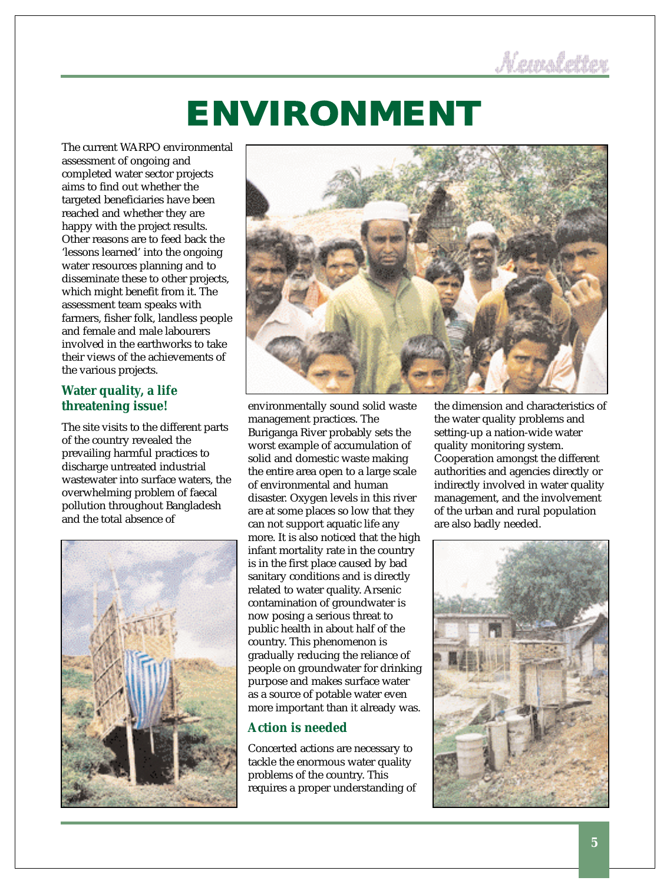# ENVIRONMENT

The current WARPO environmental assessment of ongoing and completed water sector projects aims to find out whether the targeted beneficiaries have been reached and whether they are happy with the project results. Other reasons are to feed back the 'lessons learned' into the ongoing water resources planning and to disseminate these to other projects, which might benefit from it. The assessment team speaks with farmers, fisher folk, landless people and female and male labourers involved in the earthworks to take their views of the achievements of the various projects.

## Water quality, a life threatening issue!

The site visits to the different parts of the country revealed the prevailing harmful practices to discharge untreated industrial wastewater into surface waters, the overwhelming problem of faecal pollution throughout Bangladesh and the total absence of environmentally sound solid waste management practices. The Buriganga River probably sets the worst example of accumulation of solid and domestic waste making the entire area open to a large scale of environmental and human disaster. Oxygen levels in this river are at some places so low that they can not support aquatic life any more. It is also noticed that the high infant mortality rate in the country is in the first place caused by bad sanitary conditions and is directly related to water quality. Arsenic contamination of groundwater is now posing a serious threat to public health in about half of the country. This phenomenon is gradually reducing the reliance of people on groundwater for drinking purpose and makes surface water as a source of potable water even more important than it already was.

## Action is needed

Concerted actions are necessary to tackle the enormous water quality problems of the country. This requires a proper understanding of the dimension and characteristics of the water quality problems and setting-up a nation-wide water quality monitoring system. Cooperation amongst the different authorities and agencies directly or indirectly involved in water quality management, and the involvement of the urban and rural population are also badly needed.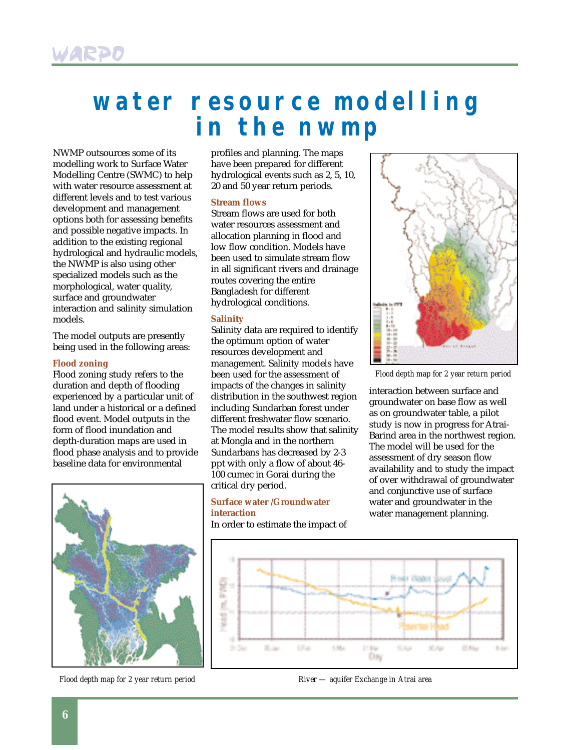# water resource modelling in the nwmp

NWMP outsources some of its modelling work to Surface Water Modelling Centre (SWMC) to help with water resource assessment at different levels and to test various development and management options both for assessing benefits and possible negative impacts. In addition to the existing regional hydrological and hydraulic models, the NWMP is also using other specialized models such as the morphological, water quality, surface and groundwater interaction and salinity simulation models.

The model outputs are presently being used in the following areas:

### Flood zoning

Flood zoning study refers to the duration and depth of flooding experienced by a particular unit of land under a historical or a defined flood event. Model outputs in the form of flood inundation and depth-duration maps are used in flood phase analysis and to provide baseline data for environmental profiles and planning. The maps have been prepared for different hydrological events such as 2, 5, 10, 20 and 50 year return periods.

*Flood depth map for 2 year return period*

### Stream flows

Stream flows are used for both water resources assessment and allocation planning in flood and low flow condition. Models have been used to simulate stream flow in all significant rivers and drainage routes covering the entire Bangladesh for different hydrological conditions.

### Salinity

Salinity data are required to identify the optimum option of water resources development and management. Salinity models have been used for the assessment of impacts of the changes in salinity distribution in the southwest region including Sundarban forest under different freshwater flow scenario. The model results show that salinity at Mongla and in the northern Sundarbans has decreased by 2-3 ppt with only a flow of about 46-100 cumec in Gorai during the critical dry period.

*Flood depth map for 2 year return period*

### Surface water /Groundwater interaction

In order to estimate the impact of interaction between surface and groundwater on base flow as well as on groundwater table, a pilot study is now in progress for Atrai-Barind area in the northwest region. The model will be used for the assessment of dry season flow availability and to study the impact of over withdrawal of groundwater and conjunctive use of surface water and groundwater in the water management planning.

*River — aquifer Exchange in Atrai area*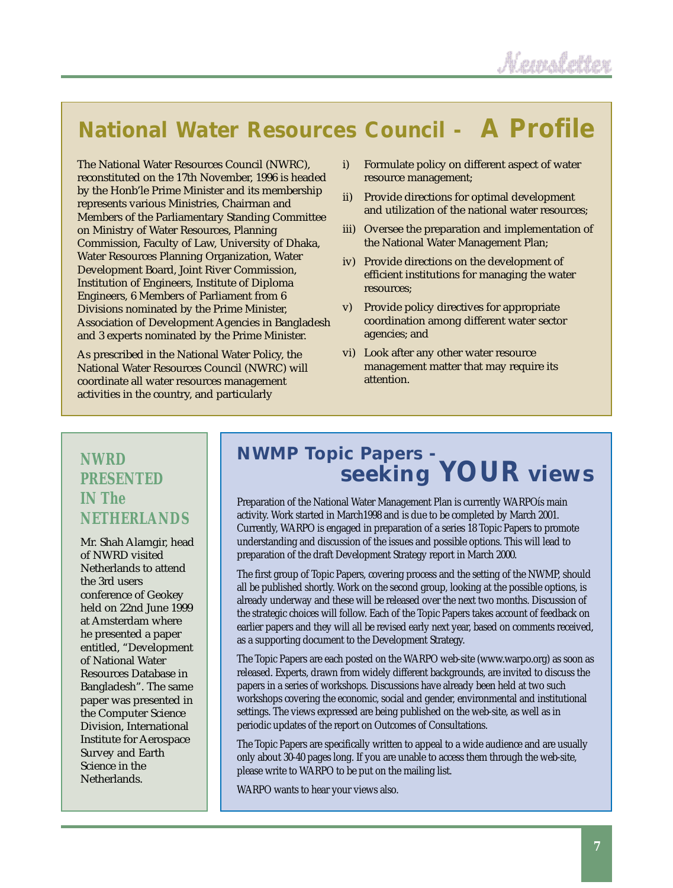# National Water Resources Council - A Profile

The National Water Resources Council (NWRC), reconstituted on the 17th November, 1996 is headed by the Honb'le Prime Minister and its membership represents various Ministries, Chairman and Members of the Parliamentary Standing Committee on Ministry of Water Resources, Planning Commission, Faculty of Law, University of Dhaka, Water Resources Planning Organization, Water Development Board, Joint River Commission, Institution of Engineers, Institute of Diploma Engineers, 6 Members of Parliament from 6 Divisions nominated by the Prime Minister, Association of Development Agencies in Bangladesh and 3 experts nominated by the Prime Minister.

As prescribed in the National Water Policy, the National Water Resources Council (NWRC) will coordinate all water resources management activities in the country, and particularly

i) Formulate policy on different aspect of water resource management;

ii) Provide directions for optimal development and utilization of the national water resources;

iii) Oversee the preparation and implementation of the National Water Management Plan;

iv) Provide directions on the development of efficient institutions for managing the water resources;

v) Provide policy directives for appropriate coordination among different water sector agencies; and

vi) Look after any other water resource management matter that may require its attention.

## NWRD PRESENTED IN The NETHERLANDS

Mr. Shah Alamgir, head of NWRD visited Netherlands to attend the 3rd users conference of Geokey held on 22nd June 1999 at Amsterdam where he presented a paper entitled, "Development of National Water Resources Database in Bangladesh". The same paper was presented in the Computer Science Division, International Institute for Aerospace Survey and Earth Science in the Netherlands.

## NWMP Topic Papers - seeking YOUR views

Preparation of the National Water Management Plan is currently WARPOís main activity. Work started in March1998 and is due to be completed by March 2001. Currently, WARPO is engaged in preparation of a series 18 Topic Papers to promote understanding and discussion of the issues and possible options. This will lead to preparation of the draft Development Strategy report in March 2000.

The first group of Topic Papers, covering process and the setting of the NWMP, should all be published shortly. Work on the second group, looking at the possible options, is already underway and these will be released over the next two months. Discussion of the strategic choices will follow. Each of the Topic Papers takes account of feedback on earlier papers and they will all be revised early next year, based on comments received, as a supporting document to the Development Strategy.

The Topic Papers are each posted on the WARPO web-site (www.warpo.org) as soon as released. Experts, drawn from widely different backgrounds, are invited to discuss the papers in a series of workshops. Discussions have already been held at two such workshops covering the economic, social and gender, environmental and institutional settings. The views expressed are being published on the web-site, as well as in periodic updates of the report on Outcomes of Consultations.

The Topic Papers are specifically written to appeal to a wide audience and are usually only about 30-40 pages long. If you are unable to access them through the web-site, please write to WARPO to be put on the mailing list.

WARPO wants to hear your views also.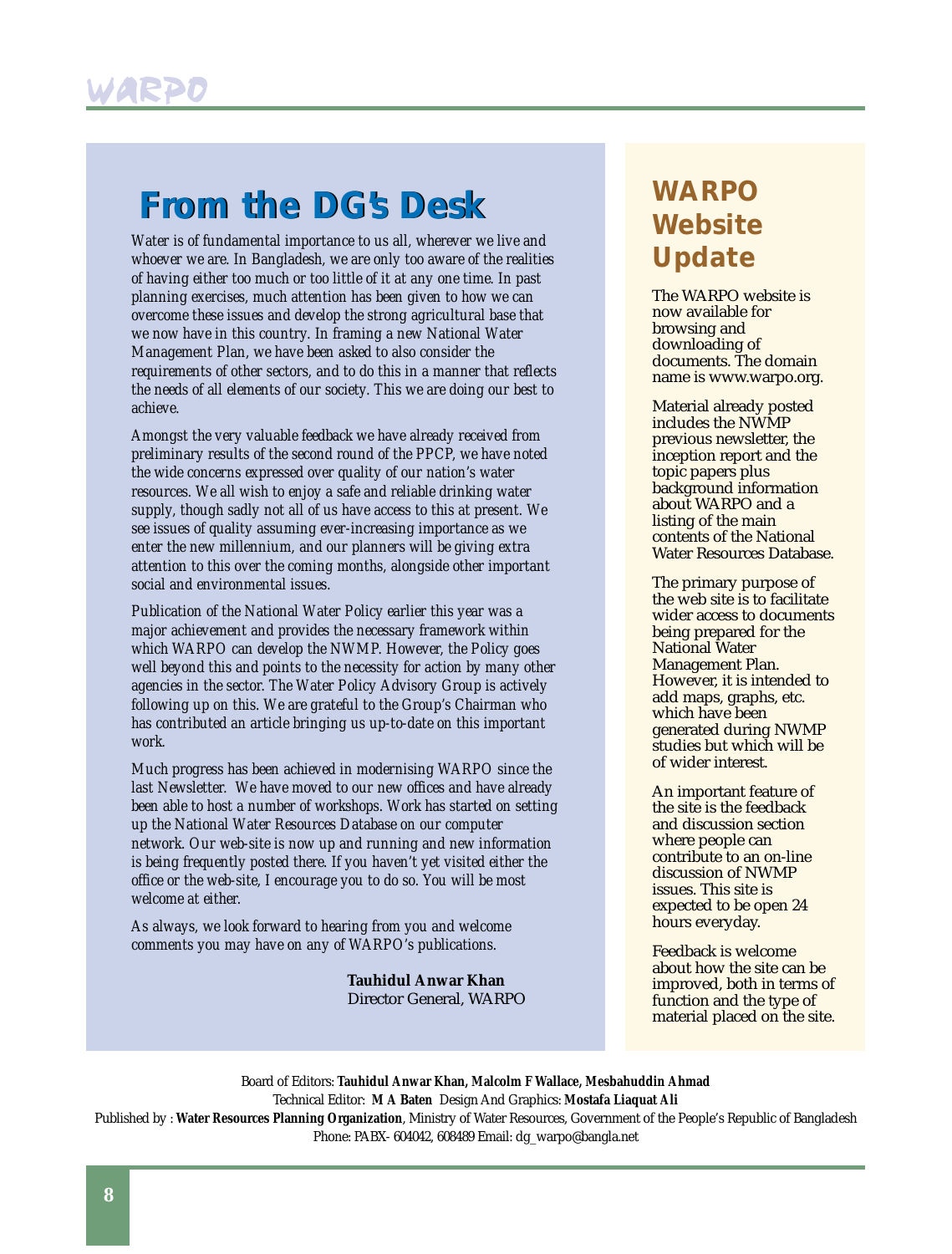## From the DG's Desk

*Water is of fundamental importance to us all, wherever we live and whoever we are. In Bangladesh, we are only too aware of the realities of having either too much or too little of it at any one time. In past planning exercises, much attention has been given to how we can overcome these issues and develop the strong agricultural base that we now have in this country. In framing a new National Water Management Plan, we have been asked to also consider the requirements of other sectors, and to do this in a manner that reflects the needs of all elements of our society. This we are doing our best to achieve.*

*Amongst the very valuable feedback we have already received from preliminary results of the second round of the PPCP, we have noted the wide concerns expressed over quality of our nation's water resources. We all wish to enjoy a safe and reliable drinking water supply, though sadly not all of us have access to this at present. We see issues of quality assuming ever-increasing importance as we enter the new millennium, and our planners will be giving extra attention to this over the coming months, alongside other important social and environmental issues.*

*Publication of the National Water Policy earlier this year was a major achievement and provides the necessary framework within which WARPO can develop the NWMP. However, the Policy goes well beyond this and points to the necessity for action by many other agencies in the sector. The Water Policy Advisory Group is actively following up on this. We are grateful to the Group's Chairman who has contributed an article bringing us up-to-date on this important work.*

*Much progress has been achieved in modernising WARPO since the last Newsletter. We have moved to our new offices and have already been able to host a number of workshops. Work has started on setting up the National Water Resources Database on our computer network. Our web-site is now up and running and new information is being frequently posted there. If you haven't yet visited either the office or the web-site, I encourage you to do so. You will be most welcome at either.*

*As always, we look forward to hearing from you and welcome comments you may have on any of WARPO's publications.*

**Tauhidul Anwar Khan**
Director General, WARPO

## WARPO Website Update

The WARPO website is now available for browsing and downloading of documents. The domain name is www.warpo.org.

Material already posted includes the NWMP previous newsletter, the inception report and the topic papers plus background information about WARPO and a listing of the main contents of the National Water Resources Database.

The primary purpose of the web site is to facilitate wider access to documents being prepared for the National Water Management Plan. However, it is intended to add maps, graphs, etc. which have been generated during NWMP studies but which will be of wider interest.

An important feature of the site is the feedback and discussion section where people can contribute to an on-line discussion of NWMP issues. This site is expected to be open 24 hours everyday.

Feedback is welcome about how the site can be improved, both in terms of function and the type of material placed on the site.

Board of Editors: **Tauhidul Anwar Khan, Malcolm F Wallace, Mesbahuddin Ahmad**
Technical Editor: **M A Baten** Design And Graphics: **Mostafa Liaquat Ali**
Published by : **Water Resources Planning Organization**, Ministry of Water Resources, Government of the People's Republic of Bangladesh
Phone: PABX- 604042, 608489 Email: dg_warpo@bangla.net